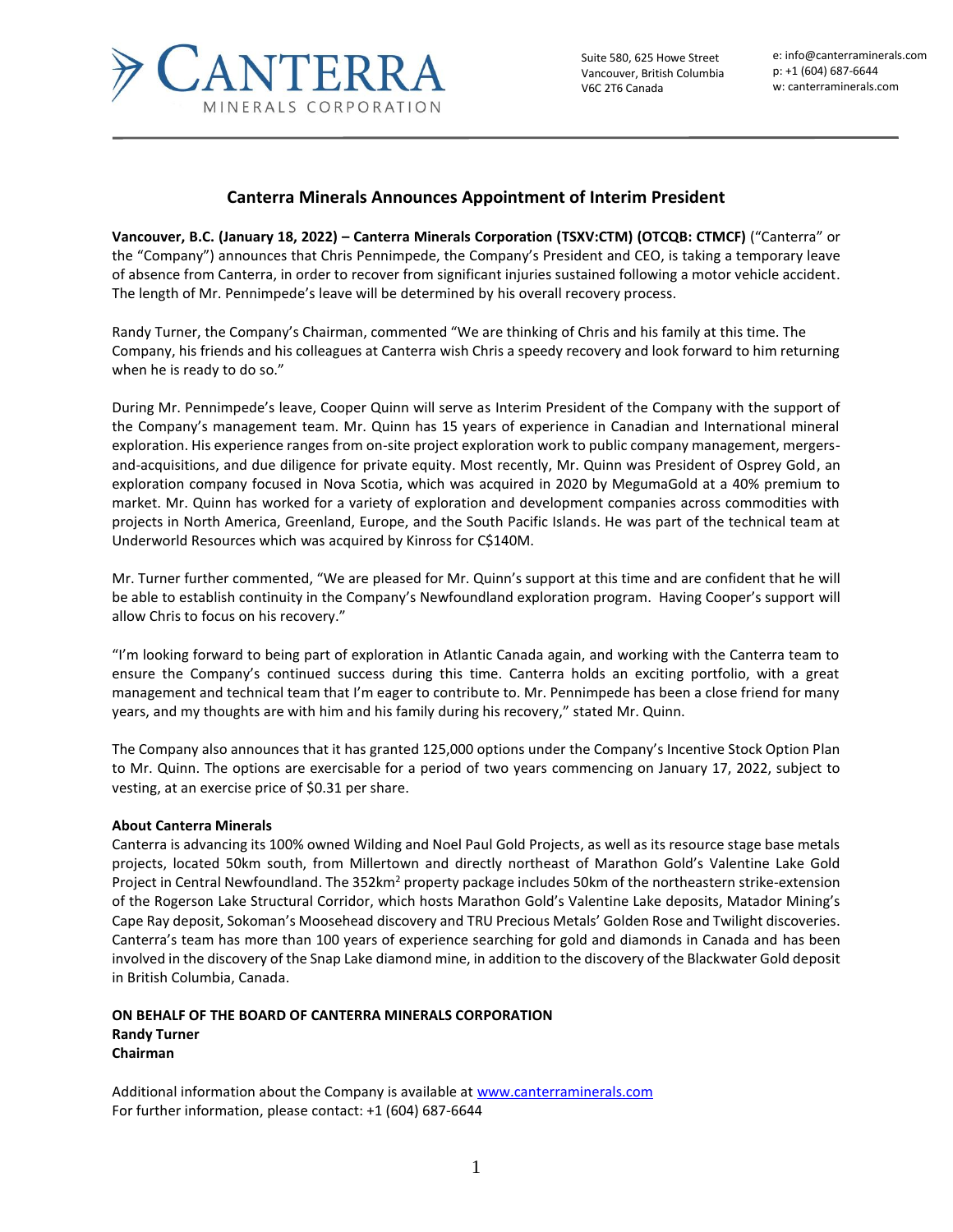Canterra Minerals Corporation

Suite 580, 625 Howe Street
Vancouver, British Columbia
V6C 2T6 Canada

e: info@canterraminerals.com
p: +1 (604) 687-6644
w: canterraminerals.com

# Canterra Minerals Announces Appointment of Interim President

**Vancouver, B.C. (January 18, 2022) – Canterra Minerals Corporation (TSXV:CTM) (OTCQB: CTMCF)** ("Canterra" or the "Company") announces that Chris Pennimpede, the Company's President and CEO, is taking a temporary leave of absence from Canterra, in order to recover from significant injuries sustained following a motor vehicle accident. The length of Mr. Pennimpede's leave will be determined by his overall recovery process.

Randy Turner, the Company's Chairman, commented "We are thinking of Chris and his family at this time. The Company, his friends and his colleagues at Canterra wish Chris a speedy recovery and look forward to him returning when he is ready to do so."

During Mr. Pennimpede's leave, Cooper Quinn will serve as Interim President of the Company with the support of the Company's management team. Mr. Quinn has 15 years of experience in Canadian and International mineral exploration. His experience ranges from on-site project exploration work to public company management, mergers-and-acquisitions, and due diligence for private equity. Most recently, Mr. Quinn was President of Osprey Gold, an exploration company focused in Nova Scotia, which was acquired in 2020 by MegumaGold at a 40% premium to market. Mr. Quinn has worked for a variety of exploration and development companies across commodities with projects in North America, Greenland, Europe, and the South Pacific Islands. He was part of the technical team at Underworld Resources which was acquired by Kinross for C$140M.

Mr. Turner further commented, "We are pleased for Mr. Quinn's support at this time and are confident that he will be able to establish continuity in the Company's Newfoundland exploration program. Having Cooper's support will allow Chris to focus on his recovery."

"I'm looking forward to being part of exploration in Atlantic Canada again, and working with the Canterra team to ensure the Company's continued success during this time. Canterra holds an exciting portfolio, with a great management and technical team that I'm eager to contribute to. Mr. Pennimpede has been a close friend for many years, and my thoughts are with him and his family during his recovery," stated Mr. Quinn.

The Company also announces that it has granted 125,000 options under the Company's Incentive Stock Option Plan to Mr. Quinn. The options are exercisable for a period of two years commencing on January 17, 2022, subject to vesting, at an exercise price of $0.31 per share.

**About Canterra Minerals**
Canterra is advancing its 100% owned Wilding and Noel Paul Gold Projects, as well as its resource stage base metals projects, located 50km south, from Millertown and directly northeast of Marathon Gold's Valentine Lake Gold Project in Central Newfoundland. The 352km$^2$ property package includes 50km of the northeastern strike-extension of the Rogerson Lake Structural Corridor, which hosts Marathon Gold's Valentine Lake deposits, Matador Mining's Cape Ray deposit, Sokoman's Moosehead discovery and TRU Precious Metals' Golden Rose and Twilight discoveries. Canterra's team has more than 100 years of experience searching for gold and diamonds in Canada and has been involved in the discovery of the Snap Lake diamond mine, in addition to the discovery of the Blackwater Gold deposit in British Columbia, Canada.

**ON BEHALF OF THE BOARD OF CANTERRA MINERALS CORPORATION**
**Randy Turner**
**Chairman**

Additional information about the Company is available at www.canterraminerals.com
For further information, please contact: +1 (604) 687-6644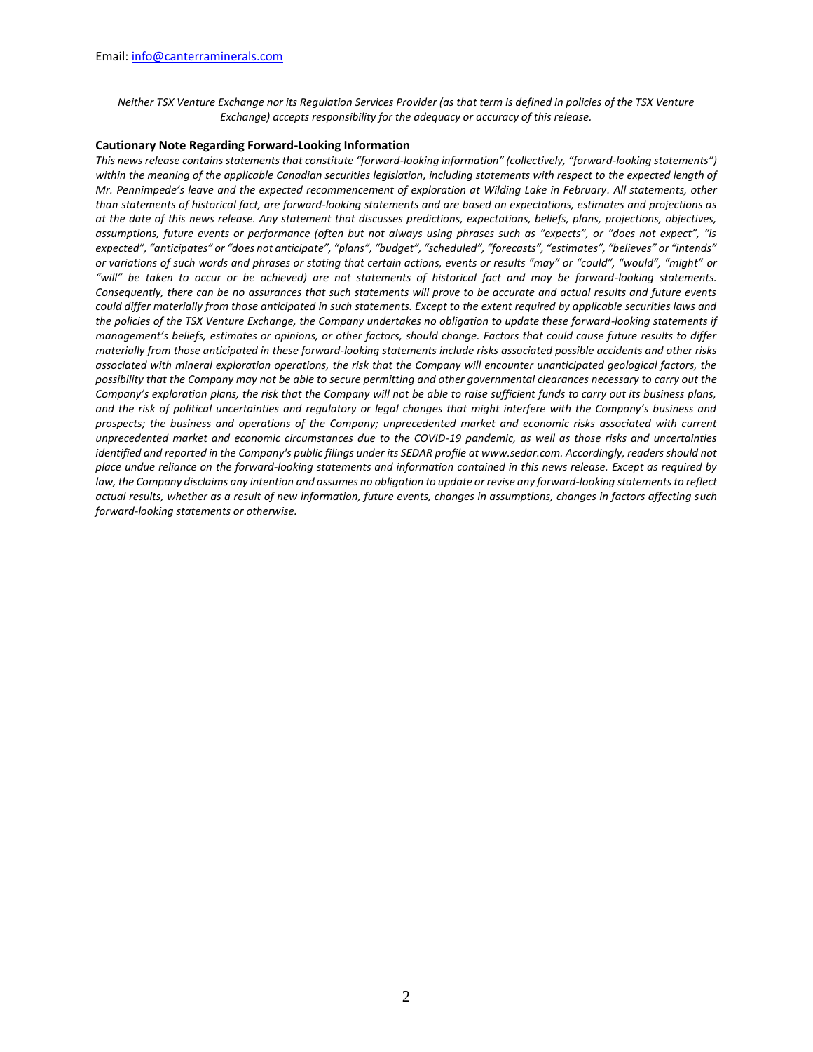Email: [info@canterraminerals.com](mailto:info@canterraminerals.com)

*Neither TSX Venture Exchange nor its Regulation Services Provider (as that term is defined in policies of the TSX Venture Exchange) accepts responsibility for the adequacy or accuracy of this release.*

**Cautionary Note Regarding Forward-Looking Information**

*This news release contains statements that constitute "forward-looking information" (collectively, "forward-looking statements") within the meaning of the applicable Canadian securities legislation, including statements with respect to the expected length of Mr. Pennimpede's leave and the expected recommencement of exploration at Wilding Lake in February. All statements, other than statements of historical fact, are forward-looking statements and are based on expectations, estimates and projections as at the date of this news release. Any statement that discusses predictions, expectations, beliefs, plans, projections, objectives, assumptions, future events or performance (often but not always using phrases such as "expects", or "does not expect", "is expected", "anticipates" or "does not anticipate", "plans", "budget", "scheduled", "forecasts", "estimates", "believes" or "intends" or variations of such words and phrases or stating that certain actions, events or results "may" or "could", "would", "might" or "will" be taken to occur or be achieved) are not statements of historical fact and may be forward-looking statements. Consequently, there can be no assurances that such statements will prove to be accurate and actual results and future events could differ materially from those anticipated in such statements. Except to the extent required by applicable securities laws and the policies of the TSX Venture Exchange, the Company undertakes no obligation to update these forward-looking statements if management's beliefs, estimates or opinions, or other factors, should change. Factors that could cause future results to differ materially from those anticipated in these forward-looking statements include risks associated possible accidents and other risks associated with mineral exploration operations, the risk that the Company will encounter unanticipated geological factors, the possibility that the Company may not be able to secure permitting and other governmental clearances necessary to carry out the Company's exploration plans, the risk that the Company will not be able to raise sufficient funds to carry out its business plans, and the risk of political uncertainties and regulatory or legal changes that might interfere with the Company's business and prospects; the business and operations of the Company; unprecedented market and economic risks associated with current unprecedented market and economic circumstances due to the COVID-19 pandemic, as well as those risks and uncertainties identified and reported in the Company's public filings under its SEDAR profile at www.sedar.com. Accordingly, readers should not place undue reliance on the forward-looking statements and information contained in this news release. Except as required by law, the Company disclaims any intention and assumes no obligation to update or revise any forward-looking statements to reflect actual results, whether as a result of new information, future events, changes in assumptions, changes in factors affecting such forward-looking statements or otherwise.*